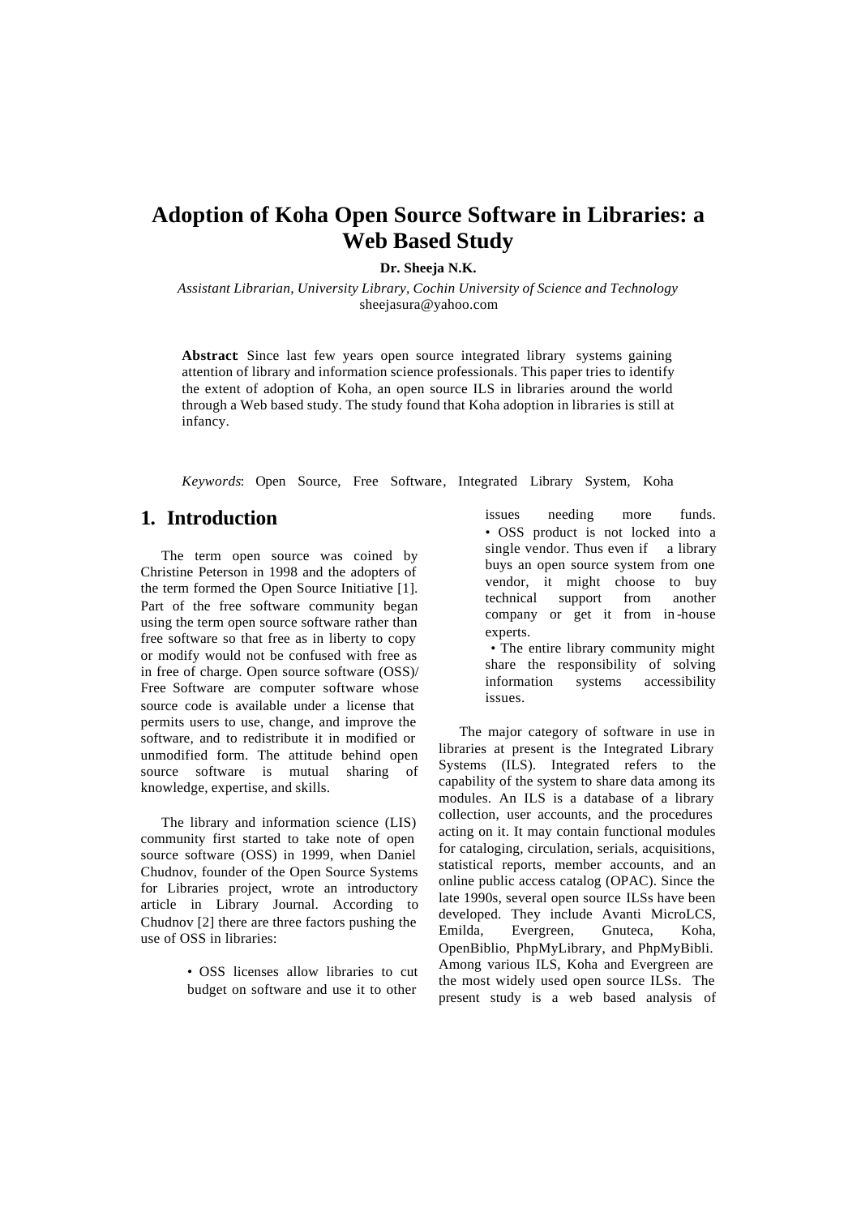# Adoption of Koha Open Source Software in Libraries: a Web Based Study

**Dr. Sheeja N.K.**

*Assistant Librarian, University Library, Cochin University of Science and Technology*
sheejasura@yahoo.com

**Abstract**: Since last few years open source integrated library systems gaining attention of library and information science professionals. This paper tries to identify the extent of adoption of Koha, an open source ILS in libraries around the world through a Web based study. The study found that Koha adoption in libraries is still at infancy.

*Keywords*: Open Source, Free Software, Integrated Library System, Koha

## 1. Introduction

The term open source was coined by Christine Peterson in 1998 and the adopters of the term formed the Open Source Initiative [1]. Part of the free software community began using the term open source software rather than free software so that free as in liberty to copy or modify would not be confused with free as in free of charge. Open source software (OSS)/ Free Software are computer software whose source code is available under a license that permits users to use, change, and improve the software, and to redistribute it in modified or unmodified form. The attitude behind open source software is mutual sharing of knowledge, expertise, and skills.

The library and information science (LIS) community first started to take note of open source software (OSS) in 1999, when Daniel Chudnov, founder of the Open Source Systems for Libraries project, wrote an introductory article in Library Journal. According to Chudnov [2] there are three factors pushing the use of OSS in libraries:

- OSS licenses allow libraries to cut budget on software and use it to other issues needing more funds.
- OSS product is not locked into a single vendor. Thus even if a library buys an open source system from one vendor, it might choose to buy technical support from another company or get it from in-house experts.
- The entire library community might share the responsibility of solving information systems accessibility issues.

The major category of software in use in libraries at present is the Integrated Library Systems (ILS). Integrated refers to the capability of the system to share data among its modules. An ILS is a database of a library collection, user accounts, and the procedures acting on it. It may contain functional modules for cataloging, circulation, serials, acquisitions, statistical reports, member accounts, and an online public access catalog (OPAC). Since the late 1990s, several open source ILSs have been developed. They include Avanti MicroLCS, Emilda, Evergreen, Gnuteca, Koha, OpenBiblio, PhpMyLibrary, and PhpMyBibli. Among various ILS, Koha and Evergreen are the most widely used open source ILSs. The present study is a web based analysis of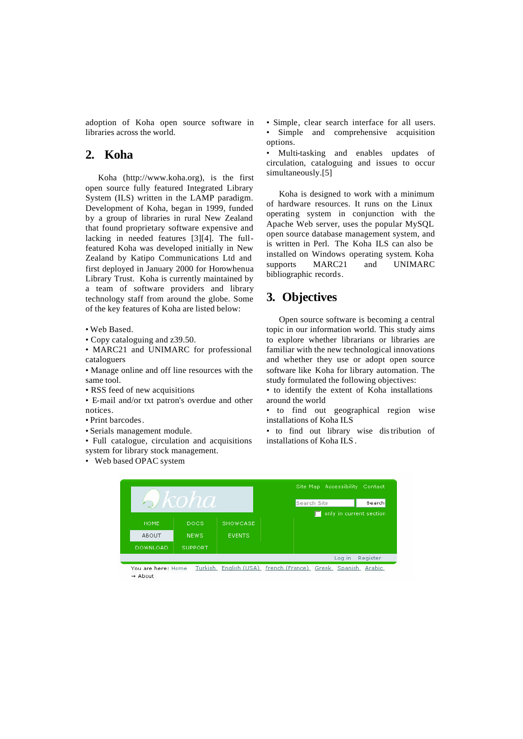adoption of Koha open source software in libraries across the world.

## 2. Koha

Koha (http://www.koha.org), is the first open source fully featured Integrated Library System (ILS) written in the LAMP paradigm. Development of Koha, began in 1999, funded by a group of libraries in rural New Zealand that found proprietary software expensive and lacking in needed features [3][4]. The full-featured Koha was developed initially in New Zealand by Katipo Communications Ltd and first deployed in January 2000 for Horowhenua Library Trust. Koha is currently maintained by a team of software providers and library technology staff from around the globe. Some of the key features of Koha are listed below:

- Web Based.
- Copy cataloguing and z39.50.
- MARC21 and UNIMARC for professional cataloguers
- Manage online and off line resources with the same tool.
- RSS feed of new acquisitions
- E-mail and/or txt patron's overdue and other notices.
- Print barcodes.
- Serials management module.
- Full catalogue, circulation and acquisitions system for library stock management.
- Web based OPAC system
- Simple, clear search interface for all users.
- Simple and comprehensive acquisition options.
- Multi-tasking and enables updates of circulation, cataloguing and issues to occur simultaneously.[5]

Koha is designed to work with a minimum of hardware resources. It runs on the Linux operating system in conjunction with the Apache Web server, uses the popular MySQL open source database management system, and is written in Perl. The Koha ILS can also be installed on Windows operating system. Koha supports MARC21 and UNIMARC bibliographic records.

## 3. Objectives

Open source software is becoming a central topic in our information world. This study aims to explore whether librarians or libraries are familiar with the new technological innovations and whether they use or adopt open source software like Koha for library automation. The study formulated the following objectives:

- to identify the extent of Koha installations around the world
- to find out geographical region wise installations of Koha ILS
- to find out library wise distribution of installations of Koha ILS.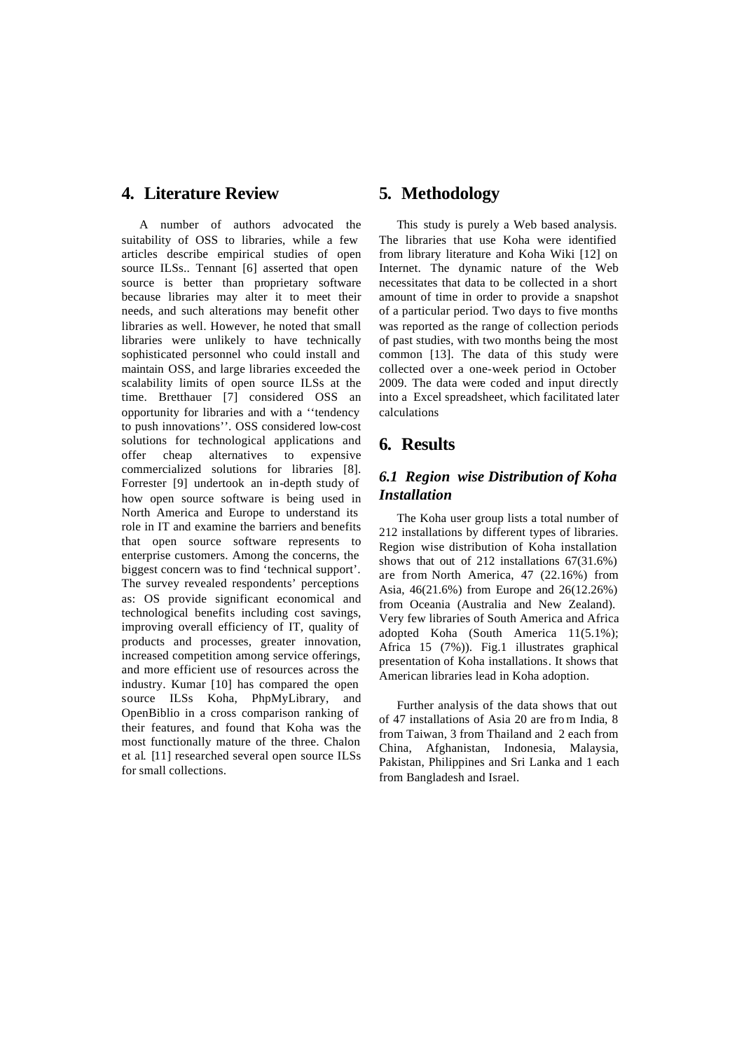## 4. Literature Review

A number of authors advocated the suitability of OSS to libraries, while a few articles describe empirical studies of open source ILSs.. Tennant [6] asserted that open source is better than proprietary software because libraries may alter it to meet their needs, and such alterations may benefit other libraries as well. However, he noted that small libraries were unlikely to have technically sophisticated personnel who could install and maintain OSS, and large libraries exceeded the scalability limits of open source ILSs at the time. Bretthauer [7] considered OSS an opportunity for libraries and with a ''tendency to push innovations''. OSS considered low-cost solutions for technological applications and offer cheap alternatives to expensive commercialized solutions for libraries [8]. Forrester [9] undertook an in-depth study of how open source software is being used in North America and Europe to understand its role in IT and examine the barriers and benefits that open source software represents to enterprise customers. Among the concerns, the biggest concern was to find 'technical support'. The survey revealed respondents' perceptions as: OS provide significant economical and technological benefits including cost savings, improving overall efficiency of IT, quality of products and processes, greater innovation, increased competition among service offerings, and more efficient use of resources across the industry. Kumar [10] has compared the open source ILSs Koha, PhpMyLibrary, and OpenBiblio in a cross comparison ranking of their features, and found that Koha was the most functionally mature of the three. Chalon et al. [11] researched several open source ILSs for small collections.

## 5. Methodology

This study is purely a Web based analysis. The libraries that use Koha were identified from library literature and Koha Wiki [12] on Internet. The dynamic nature of the Web necessitates that data to be collected in a short amount of time in order to provide a snapshot of a particular period. Two days to five months was reported as the range of collection periods of past studies, with two months being the most common [13]. The data of this study were collected over a one-week period in October 2009. The data were coded and input directly into a Excel spreadsheet, which facilitated later calculations

## 6. Results

### *6.1 Region wise Distribution of Koha Installation*

The Koha user group lists a total number of 212 installations by different types of libraries. Region wise distribution of Koha installation shows that out of 212 installations 67(31.6%) are from North America, 47 (22.16%) from Asia, 46(21.6%) from Europe and 26(12.26%) from Oceania (Australia and New Zealand). Very few libraries of South America and Africa adopted Koha (South America 11(5.1%); Africa 15 (7%)). Fig.1 illustrates graphical presentation of Koha installations. It shows that American libraries lead in Koha adoption.

Further analysis of the data shows that out of 47 installations of Asia 20 are from India, 8 from Taiwan, 3 from Thailand and 2 each from China, Afghanistan, Indonesia, Malaysia, Pakistan, Philippines and Sri Lanka and 1 each from Bangladesh and Israel.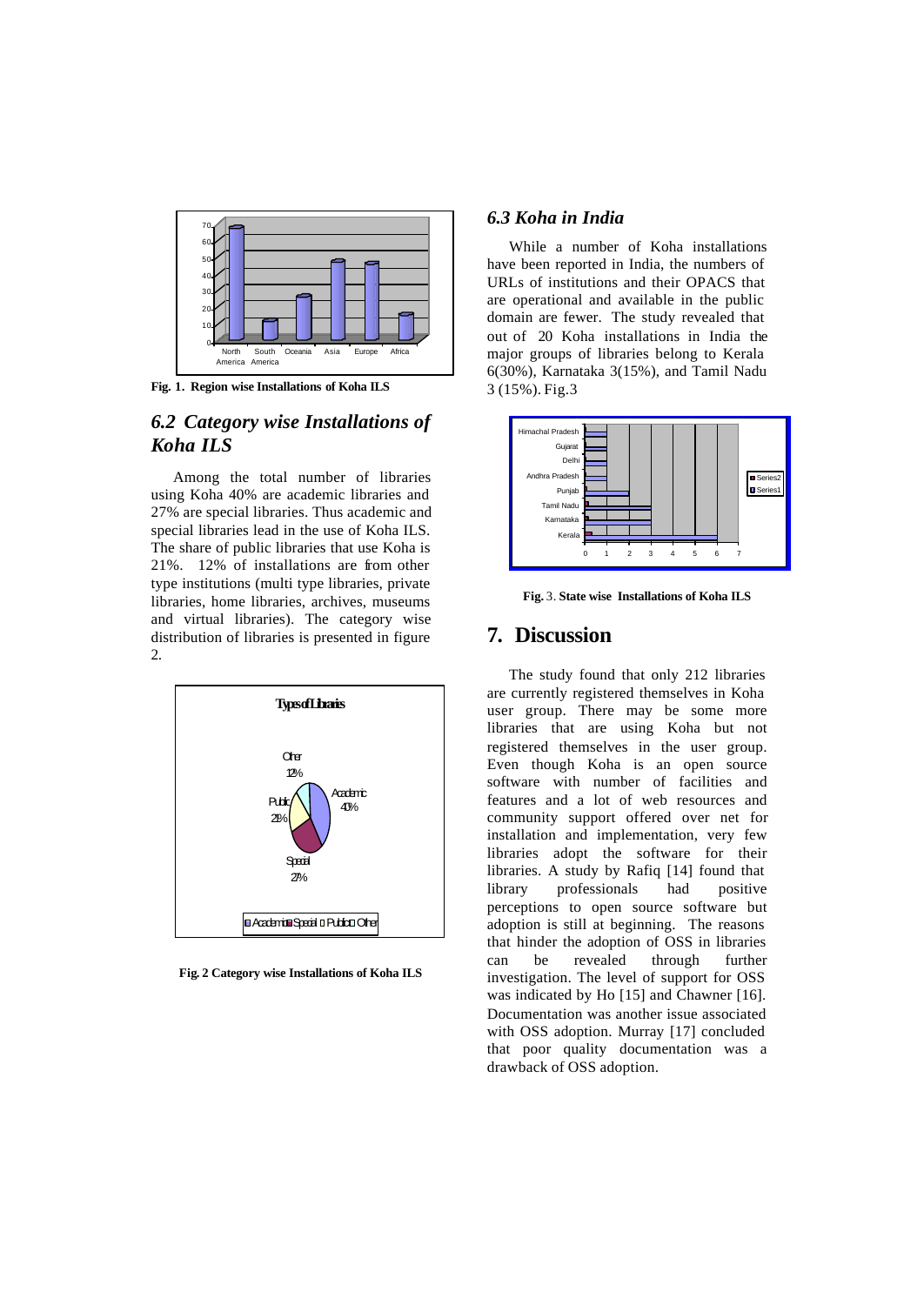Fig. 1. Region wise Installations of Koha ILS

## 6.2 Category wise Installations of Koha ILS

Among the total number of libraries using Koha 40% are academic libraries and 27% are special libraries. Thus academic and special libraries lead in the use of Koha ILS. The share of public libraries that use Koha is 21%. 12% of installations are from other type institutions (multi type libraries, private libraries, home libraries, archives, museums and virtual libraries). The category wise distribution of libraries is presented in figure 2.

Fig. 2 Category wise Installations of Koha ILS

## 6.3 Koha in India

While a number of Koha installations have been reported in India, the numbers of URLs of institutions and their OPACS that are operational and available in the public domain are fewer. The study revealed that out of 20 Koha installations in India the major groups of libraries belong to Kerala 6(30%), Karnataka 3(15%), and Tamil Nadu 3 (15%). Fig.3

**Fig.** 3. **State wise Installations of Koha ILS**

# 7. Discussion

The study found that only 212 libraries are currently registered themselves in Koha user group. There may be some more libraries that are using Koha but not registered themselves in the user group. Even though Koha is an open source software with number of facilities and features and a lot of web resources and community support offered over net for installation and implementation, very few libraries adopt the software for their libraries. A study by Rafiq [14] found that library professionals had positive perceptions to open source software but adoption is still at beginning. The reasons that hinder the adoption of OSS in libraries can be revealed through further investigation. The level of support for OSS was indicated by Ho [15] and Chawner [16]. Documentation was another issue associated with OSS adoption. Murray [17] concluded that poor quality documentation was a drawback of OSS adoption.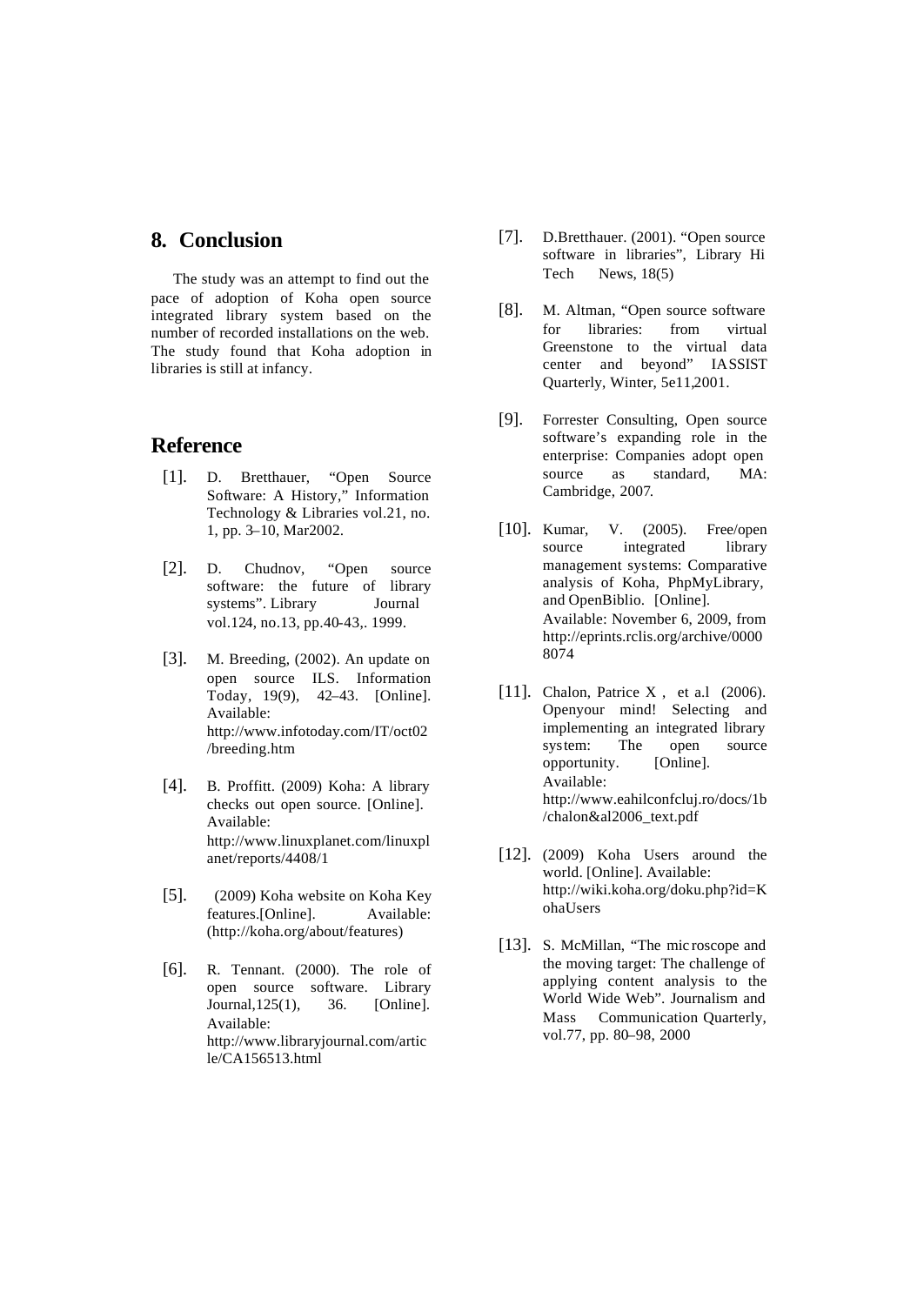## 8. Conclusion

The study was an attempt to find out the pace of adoption of Koha open source integrated library system based on the number of recorded installations on the web. The study found that Koha adoption in libraries is still at infancy.

## Reference

[1]. D. Bretthauer, “Open Source Software: A History,” Information Technology & Libraries vol.21, no. 1, pp. 3–10, Mar2002.

[2]. D. Chudnov, “Open source software: the future of library systems”. Library Journal vol.124, no.13, pp.40-43,. 1999.

[3]. M. Breeding, (2002). An update on open source ILS. Information Today, 19(9), 42–43. [Online]. Available: http://www.infotoday.com/IT/oct02/breeding.htm

[4]. B. Proffitt. (2009) Koha: A library checks out open source. [Online]. Available: http://www.linuxplanet.com/linuxplanet/reports/4408/1

[5]. (2009) Koha website on Koha Key features.[Online]. Available: (http://koha.org/about/features)

[6]. R. Tennant. (2000). The role of open source software. Library Journal,125(1), 36. [Online]. Available: http://www.libraryjournal.com/article/CA156513.html

[7]. D.Bretthauer. (2001). “Open source software in libraries”, Library Hi Tech News, 18(5)

[8]. M. Altman, “Open source software for libraries: from virtual Greenstone to the virtual data center and beyond” IASSIST Quarterly, Winter, 5e11,2001.

[9]. Forrester Consulting, Open source software’s expanding role in the enterprise: Companies adopt open source as standard, MA: Cambridge, 2007.

[10]. Kumar, V. (2005). Free/open source integrated library management systems: Comparative analysis of Koha, PhpMyLibrary, and OpenBiblio. [Online]. Available: November 6, 2009, from http://eprints.rclis.org/archive/00008074

[11]. Chalon, Patrice X , et a.l (2006). Openyour mind! Selecting and implementing an integrated library system: The open source opportunity. [Online]. Available: http://www.eahilconfcluj.ro/docs/1b/chalon&al2006_text.pdf

[12]. (2009) Koha Users around the world. [Online]. Available: http://wiki.koha.org/doku.php?id=KohaUsers

[13]. S. McMillan, “The mic roscope and the moving target: The challenge of applying content analysis to the World Wide Web”. Journalism and Mass Communication Quarterly, vol.77, pp. 80–98, 2000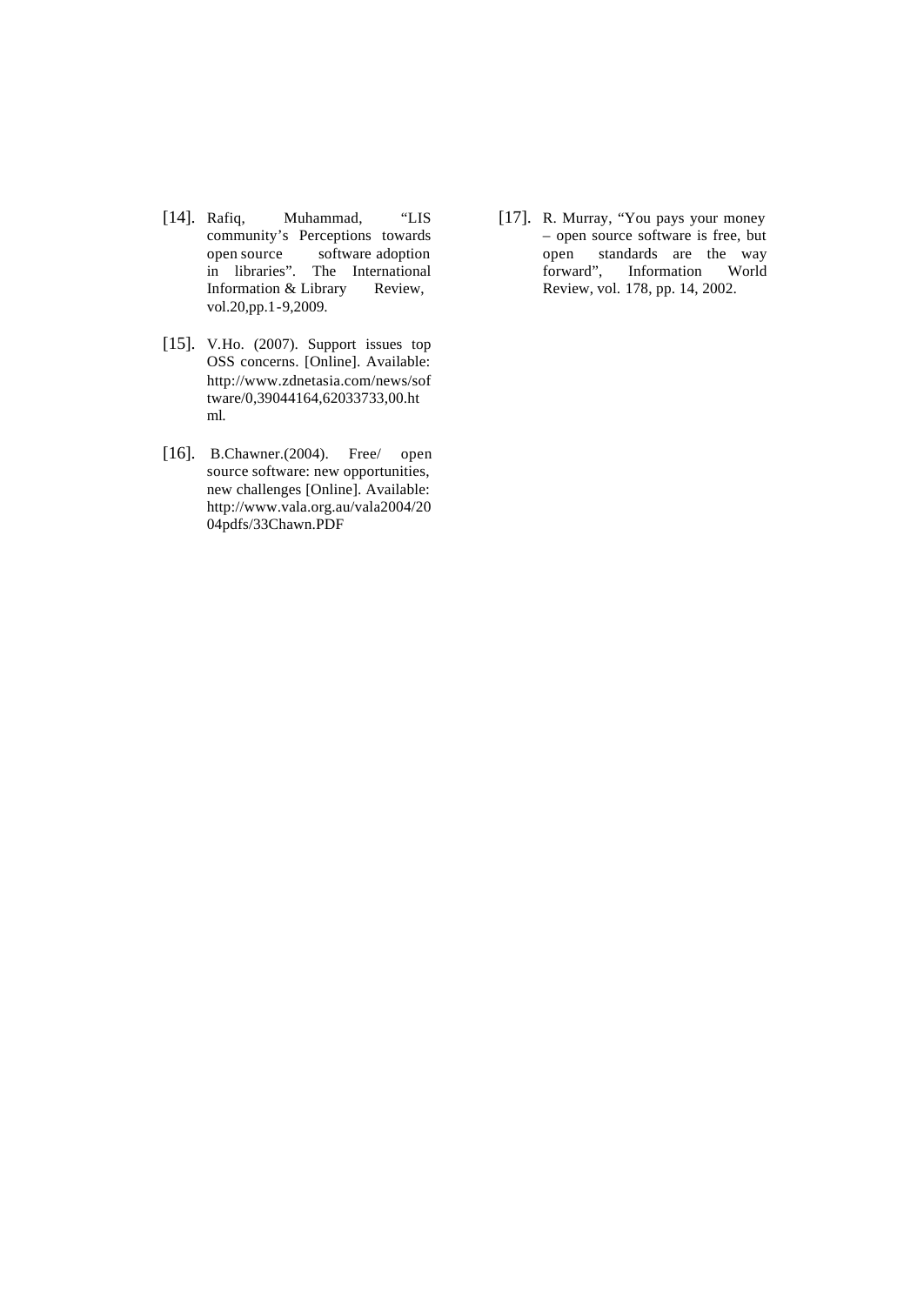[14]. Rafiq, Muhammad, "LIS community's Perceptions towards open source software adoption in libraries". The International Information & Library Review, vol.20,pp.1-9,2009.

[15]. V.Ho. (2007). Support issues top OSS concerns. [Online]. Available: http://www.zdnetasia.com/news/software/0,39044164,62033733,00.html.

[16]. B.Chawner.(2004). Free/ open source software: new opportunities, new challenges [Online]. Available: http://www.vala.org.au/vala2004/2004pdfs/33Chawn.PDF

[17]. R. Murray, "You pays your money – open source software is free, but open standards are the way forward", Information World Review, vol. 178, pp. 14, 2002.